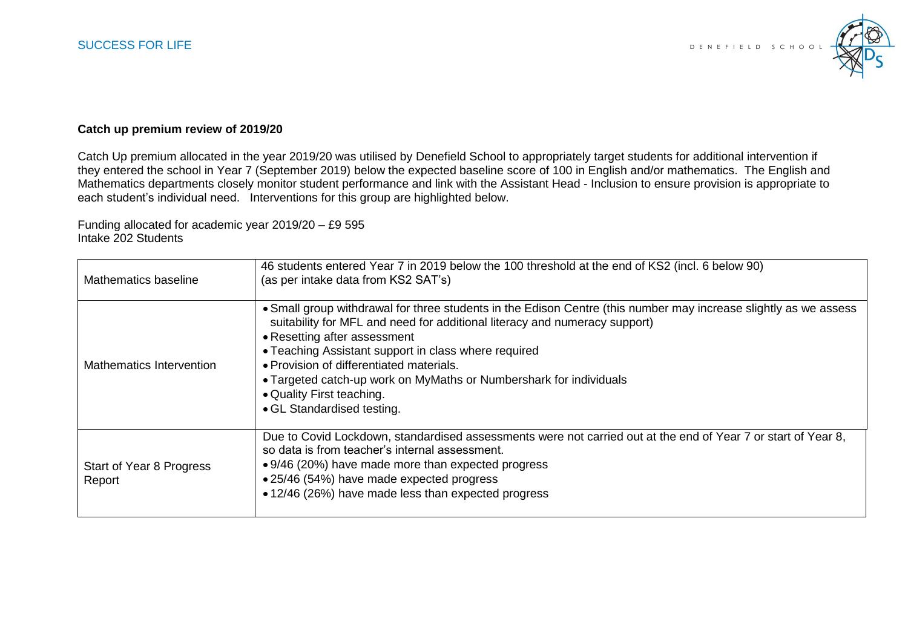## Catch up premium review of 2019/20

Catch Up premium allocated in the year 2019/20 was utilised by Denefield School to appropriately target students for additional intervention if they entered the school in Year 7 (September 2019) below the expected baseline score of 100 in English and/or mathematics. The English and Mathematics departments closely monitor student performance and link with the Assistant Head - Inclusion to ensure provision is appropriate to each student's individual need. Interventions for this group are highlighted below.

Funding allocated for academic year 2019/20 – £9 595
Intake 202 Students

| | |
|---|---|
| Mathematics baseline | 46 students entered Year 7 in 2019 below the 100 threshold at the end of KS2 (incl. 6 below 90) (as per intake data from KS2 SAT's) |
| Mathematics Intervention | • Small group withdrawal for three students in the Edison Centre (this number may increase slightly as we assess suitability for MFL and need for additional literacy and numeracy support)<br>• Resetting after assessment<br>• Teaching Assistant support in class where required<br>• Provision of differentiated materials.<br>• Targeted catch-up work on MyMaths or Numbershark for individuals<br>• Quality First teaching.<br>• GL Standardised testing. |
| Start of Year 8 Progress Report | Due to Covid Lockdown, standardised assessments were not carried out at the end of Year 7 or start of Year 8, so data is from teacher's internal assessment.<br>• 9/46 (20%) have made more than expected progress<br>• 25/46 (54%) have made expected progress<br>• 12/46 (26%) have made less than expected progress |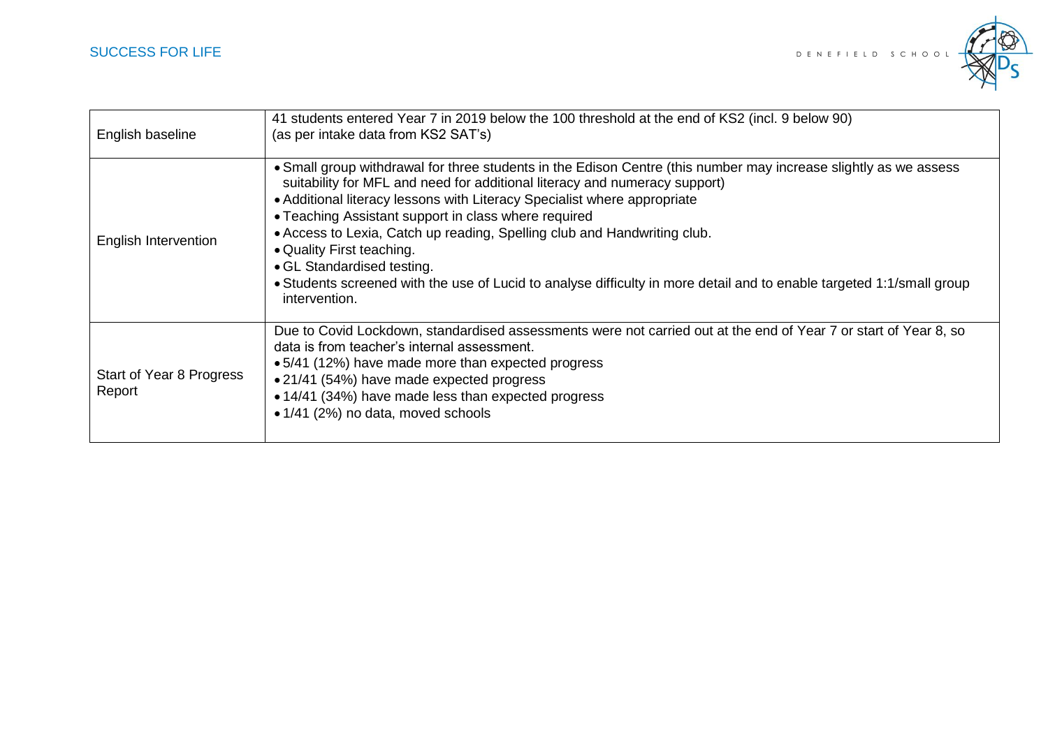| | |
|---|---|
| English baseline | 41 students entered Year 7 in 2019 below the 100 threshold at the end of KS2 (incl. 9 below 90)<br>(as per intake data from KS2 SAT's) |
| English Intervention | • Small group withdrawal for three students in the Edison Centre (this number may increase slightly as we assess suitability for MFL and need for additional literacy and numeracy support)<br>• Additional literacy lessons with Literacy Specialist where appropriate<br>• Teaching Assistant support in class where required<br>• Access to Lexia, Catch up reading, Spelling club and Handwriting club.<br>• Quality First teaching.<br>• GL Standardised testing.<br>• Students screened with the use of Lucid to analyse difficulty in more detail and to enable targeted 1:1/small group intervention. |
| Start of Year 8 Progress Report | Due to Covid Lockdown, standardised assessments were not carried out at the end of Year 7 or start of Year 8, so data is from teacher's internal assessment.<br>• 5/41 (12%) have made more than expected progress<br>• 21/41 (54%) have made expected progress<br>• 14/41 (34%) have made less than expected progress<br>• 1/41 (2%) no data, moved schools |